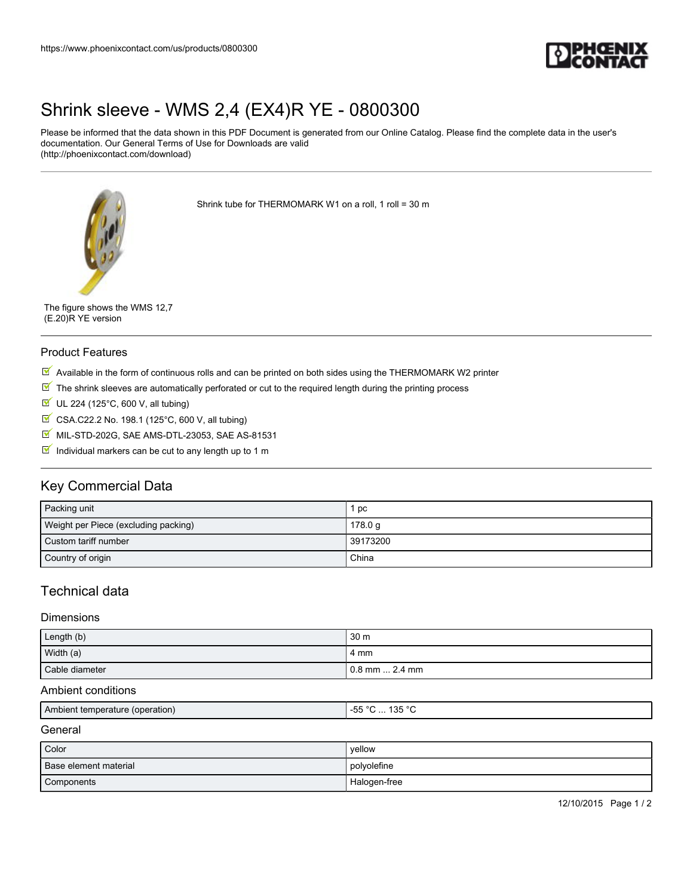https://www.phoenixcontact.com/us/products/0800300

# Shrink sleeve - WMS 2,4 (EX4)R YE - 0800300

Please be informed that the data shown in this PDF Document is generated from our Online Catalog. Please find the complete data in the user's documentation. Our General Terms of Use for Downloads are valid (http://phoenixcontact.com/download)

Shrink tube for THERMOMARK W1 on a roll, 1 roll = 30 m

The figure shows the WMS 12,7 (E.20)R YE version

## Product Features

- Available in the form of continuous rolls and can be printed on both sides using the THERMOMARK W2 printer
- The shrink sleeves are automatically perforated or cut to the required length during the printing process
- UL 224 (125°C, 600 V, all tubing)
- CSA.C22.2 No. 198.1 (125°C, 600 V, all tubing)
- MIL-STD-202G, SAE AMS-DTL-23053, SAE AS-81531
- Individual markers can be cut to any length up to 1 m

## Key Commercial Data

| | |
|---|---|
| Packing unit | 1 pc |
| Weight per Piece (excluding packing) | 178.0 g |
| Custom tariff number | 39173200 |
| Country of origin | China |

## Technical data

### Dimensions

| | |
|---|---|
| Length (b) | 30 m |
| Width (a) | 4 mm |
| Cable diameter | 0.8 mm ... 2.4 mm |

### Ambient conditions

| | |
|---|---|
| Ambient temperature (operation) | -55 °C ... 135 °C |

### General

| | |
|---|---|
| Color | yellow |
| Base element material | polyolefine |
| Components | Halogen-free |

12/10/2015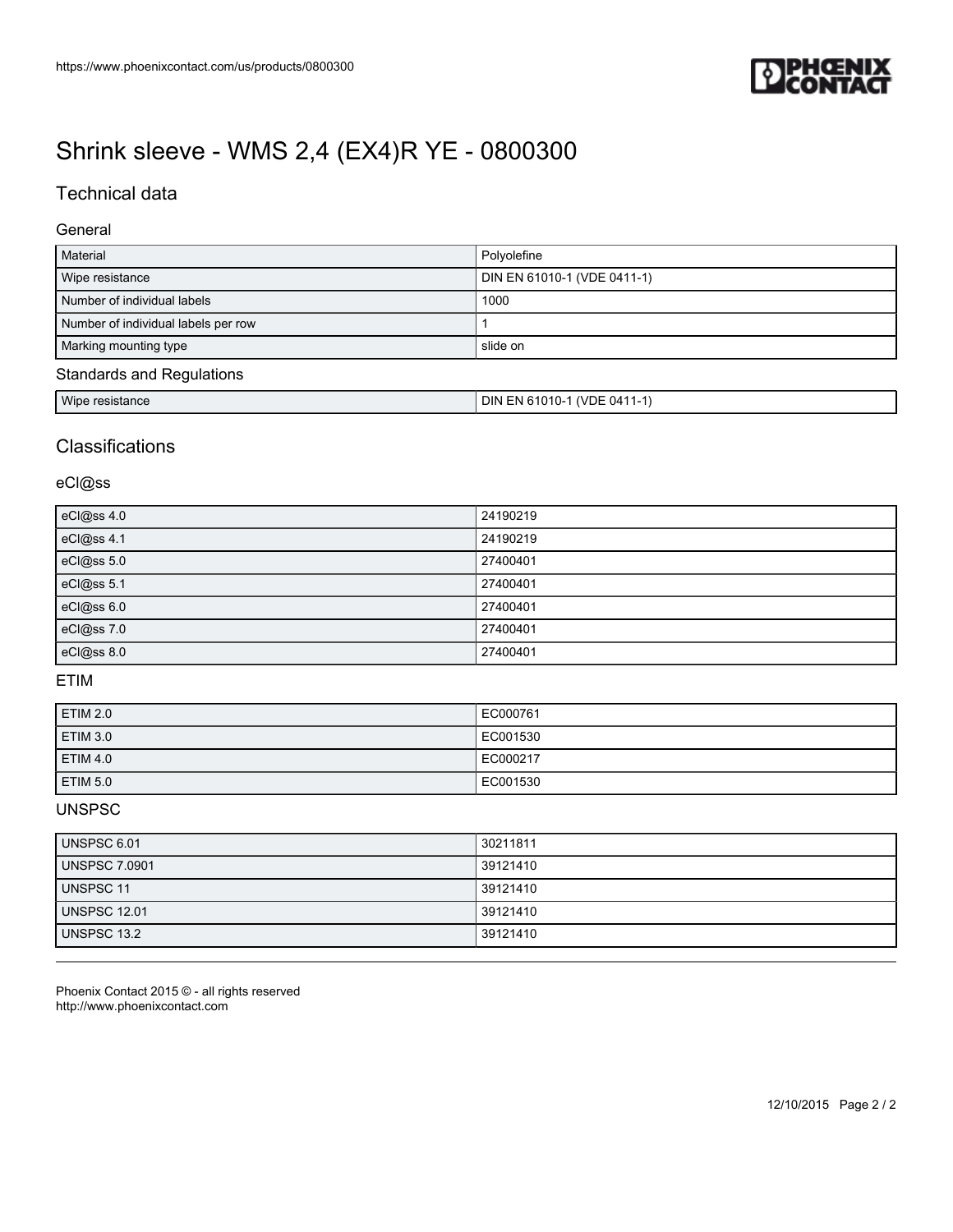# Shrink sleeve - WMS 2,4 (EX4)R YE - 0800300

## Technical data

### General

| | |
|---|---|
| Material | Polyolefine |
| Wipe resistance | DIN EN 61010-1 (VDE 0411-1) |
| Number of individual labels | 1000 |
| Number of individual labels per row | 1 |
| Marking mounting type | slide on |

### Standards and Regulations

| | |
|---|---|
| Wipe resistance | DIN EN 61010-1 (VDE 0411-1) |

## Classifications

### eCl@ss

| | |
|---|---|
| eCl@ss 4.0 | 24190219 |
| eCl@ss 4.1 | 24190219 |
| eCl@ss 5.0 | 27400401 |
| eCl@ss 5.1 | 27400401 |
| eCl@ss 6.0 | 27400401 |
| eCl@ss 7.0 | 27400401 |
| eCl@ss 8.0 | 27400401 |

### ETIM

| | |
|---|---|
| ETIM 2.0 | EC000761 |
| ETIM 3.0 | EC001530 |
| ETIM 4.0 | EC000217 |
| ETIM 5.0 | EC001530 |

### UNSPSC

| | |
|---|---|
| UNSPSC 6.01 | 30211811 |
| UNSPSC 7.0901 | 39121410 |
| UNSPSC 11 | 39121410 |
| UNSPSC 12.01 | 39121410 |
| UNSPSC 13.2 | 39121410 |

Phoenix Contact 2015 © - all rights reserved
http://www.phoenixcontact.com